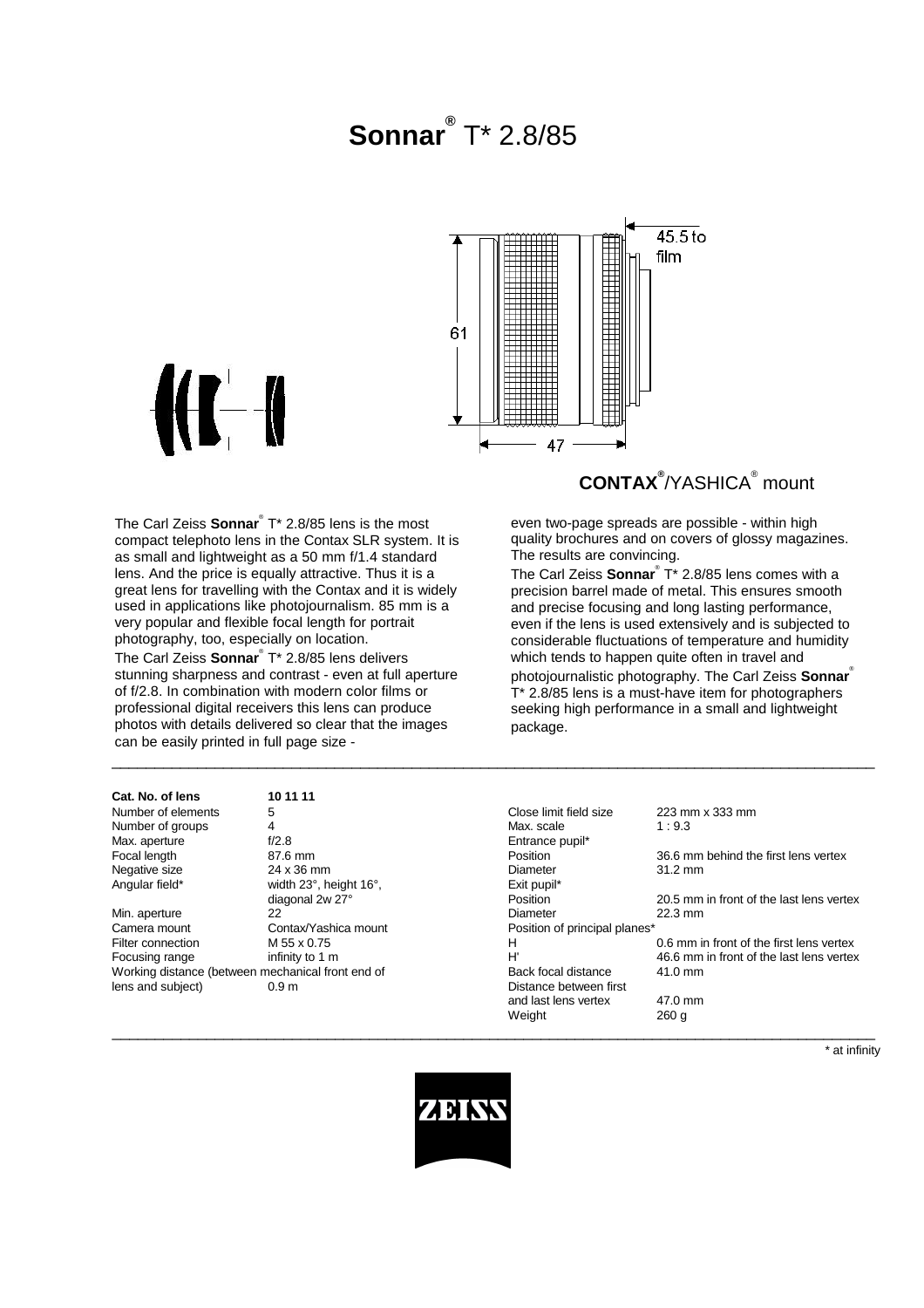# Sonnar® T* 2.8/85

45.5 to film

61

47

**CONTAX®**/YASHICA® mount

The Carl Zeiss **Sonnar®** T* 2.8/85 lens is the most compact telephoto lens in the Contax SLR system. It is as small and lightweight as a 50 mm f/1.4 standard lens. And the price is equally attractive. Thus it is a great lens for travelling with the Contax and it is widely used in applications like photojournalism. 85 mm is a very popular and flexible focal length for portrait photography, too, especially on location.

The Carl Zeiss **Sonnar®** T* 2.8/85 lens delivers stunning sharpness and contrast - even at full aperture of f/2.8. In combination with modern color films or professional digital receivers this lens can produce photos with details delivered so clear that the images can be easily printed in full page size - even two-page spreads are possible - within high quality brochures and on covers of glossy magazines. The results are convincing.

The Carl Zeiss **Sonnar®** T* 2.8/85 lens comes with a precision barrel made of metal. This ensures smooth and precise focusing and long lasting performance, even if the lens is used extensively and is subjected to considerable fluctuations of temperature and humidity which tends to happen quite often in travel and photojournalistic photography. The Carl Zeiss **Sonnar®** T* 2.8/85 lens is a must-have item for photographers seeking high performance in a small and lightweight package.

| | |
|---|---|
| **Cat. No. of lens** | **10 11 11** |
| Number of elements | 5 |
| Number of groups | 4 |
| Max. aperture | f/2.8 |
| Focal length | 87.6 mm |
| Negative size | 24 x 36 mm |
| Angular field* | width 23°, height 16°, diagonal 2w 27° |
| Min. aperture | 22 |
| Camera mount | Contax/Yashica mount |
| Filter connection | M 55 x 0.75 |
| Focusing range | infinity to 1 m |
| Working distance (between mechanical front end of lens and subject) | 0.9 m |
| Close limit field size | 223 mm x 333 mm |
| Max. scale | 1 : 9.3 |
| Entrance pupil* | |
| Position | 36.6 mm behind the first lens vertex |
| Diameter | 31.2 mm |
| Exit pupil* | |
| Position | 20.5 mm in front of the last lens vertex |
| Diameter | 22.3 mm |
| Position of principal planes* | |
| H | 0.6 mm in front of the first lens vertex |
| H' | 46.6 mm in front of the last lens vertex |
| Back focal distance | 41.0 mm |
| Distance between first and last lens vertex | 47.0 mm |
| Weight | 260 g |

\* at infinity

ZEISS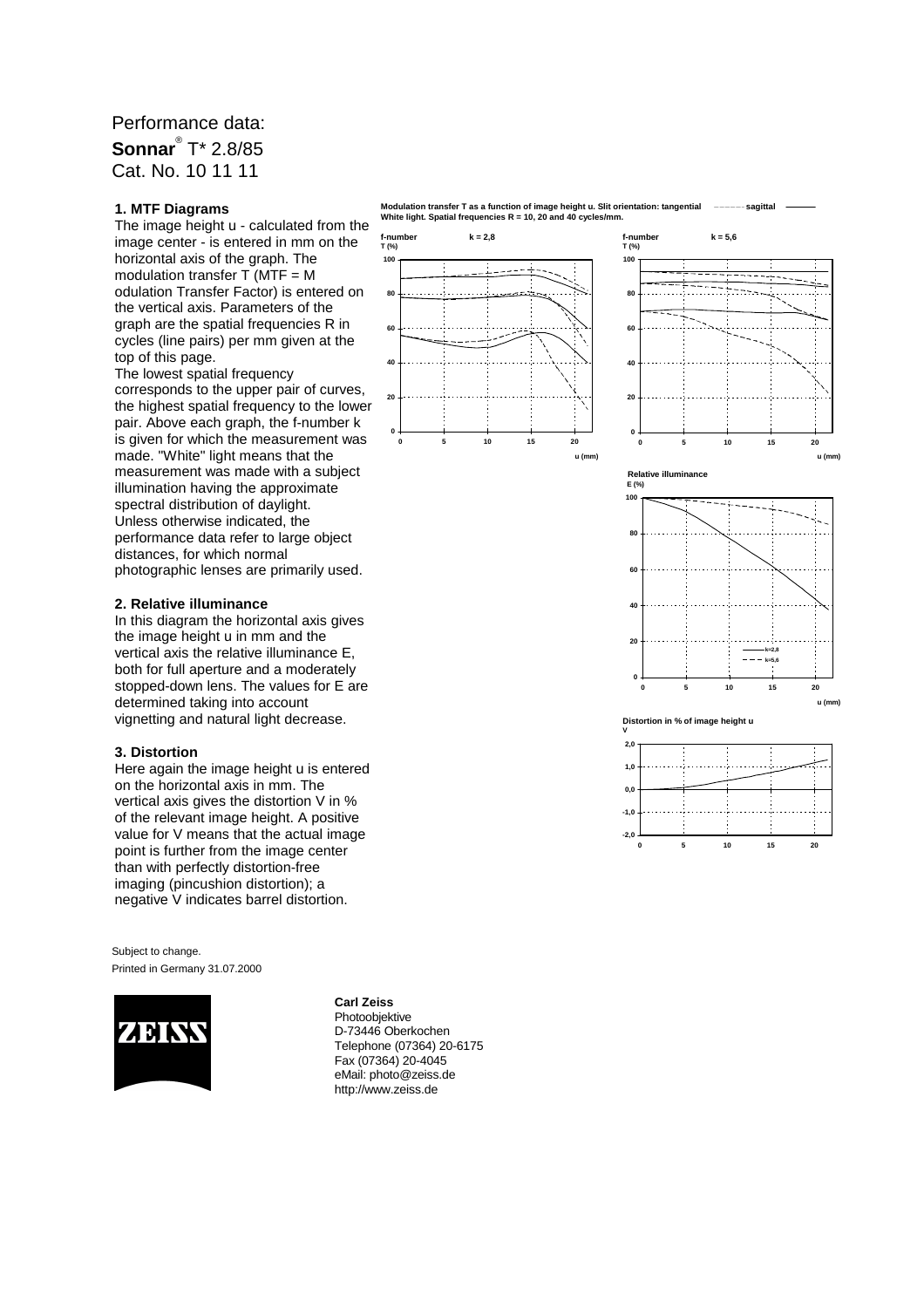Performance data:

**Sonnar**® T* 2.8/85

Cat. No. 10 11 11

## 1. MTF Diagrams

The image height u - calculated from the image center - is entered in mm on the horizontal axis of the graph. The modulation transfer T (MTF = M odulation Transfer Factor) is entered on the vertical axis. Parameters of the graph are the spatial frequencies R in cycles (line pairs) per mm given at the top of this page.
The lowest spatial frequency corresponds to the upper pair of curves, the highest spatial frequency to the lower pair. Above each graph, the f-number k is given for which the measurement was made. "White" light means that the measurement was made with a subject illumination having the approximate spectral distribution of daylight.
Unless otherwise indicated, the performance data refer to large object distances, for which normal photographic lenses are primarily used.

## 2. Relative illuminance

In this diagram the horizontal axis gives the image height u in mm and the vertical axis the relative illuminance E, both for full aperture and a moderately stopped-down lens. The values for E are determined taking into account vignetting and natural light decrease.

## 3. Distortion

Here again the image height u is entered on the horizontal axis in mm. The vertical axis gives the distortion V in % of the relevant image height. A positive value for V means that the actual image point is further from the image center than with perfectly distortion-free imaging (pincushion distortion); a negative V indicates barrel distortion.

**Modulation transfer T as a function of image height u. Slit orientation: tangential - - - - sagittal ——**
**White light. Spatial frequencies R = 10, 20 and 40 cycles/mm.**

f-number k = 2,8
T (%)
100
80
60
40
20
0
0 5 10 15 20
u (mm)

f-number k = 5,6
T (%)
100
80
60
40
20
0
0 5 10 15 20
u (mm)

Relative illuminance
E (%)
100
80
60
40
20
0
0 5 10 15 20
u (mm)
k=2,8
k=5,6

Distortion in % of image height u
V
2,0
1,0
0,0
-1,0
-2,0
0 5 10 15 20

Subject to change.
Printed in Germany 31.07.2000

ZEISS

**Carl Zeiss**
Photoobjektive
D-73446 Oberkochen
Telephone (07364) 20-6175
Fax (07364) 20-4045
eMail: photo@zeiss.de
http://www.zeiss.de